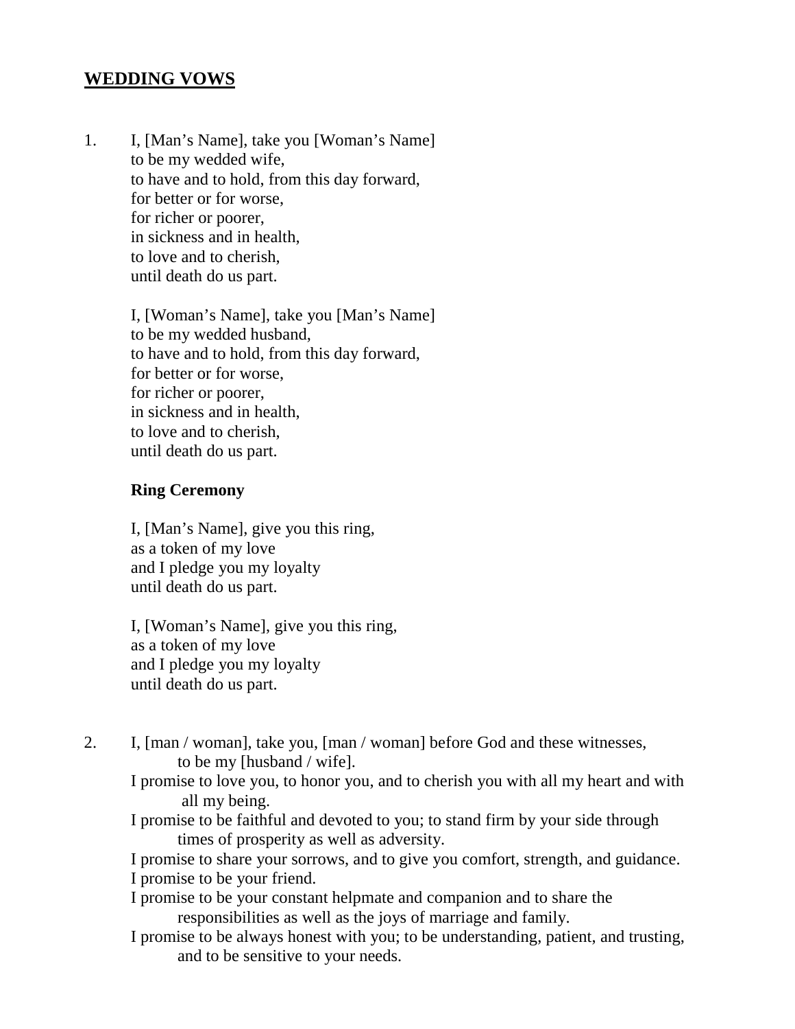## **WEDDING VOWS**

1. I, [Man's Name], take you [Woman's Name]
   to be my wedded wife,
   to have and to hold, from this day forward,
   for better or for worse,
   for richer or poorer,
   in sickness and in health,
   to love and to cherish,
   until death do us part.

   I, [Woman's Name], take you [Man's Name]
   to be my wedded husband,
   to have and to hold, from this day forward,
   for better or for worse,
   for richer or poorer,
   in sickness and in health,
   to love and to cherish,
   until death do us part.

   **Ring Ceremony**

   I, [Man's Name], give you this ring,
   as a token of my love
   and I pledge you my loyalty
   until death do us part.

   I, [Woman's Name], give you this ring,
   as a token of my love
   and I pledge you my loyalty
   until death do us part.

2. I, [man / woman], take you, [man / woman] before God and these witnesses, to be my [husband / wife].
   I promise to love you, to honor you, and to cherish you with all my heart and with all my being.
   I promise to be faithful and devoted to you; to stand firm by your side through times of prosperity as well as adversity.
   I promise to share your sorrows, and to give you comfort, strength, and guidance.
   I promise to be your friend.
   I promise to be your constant helpmate and companion and to share the responsibilities as well as the joys of marriage and family.
   I promise to be always honest with you; to be understanding, patient, and trusting, and to be sensitive to your needs.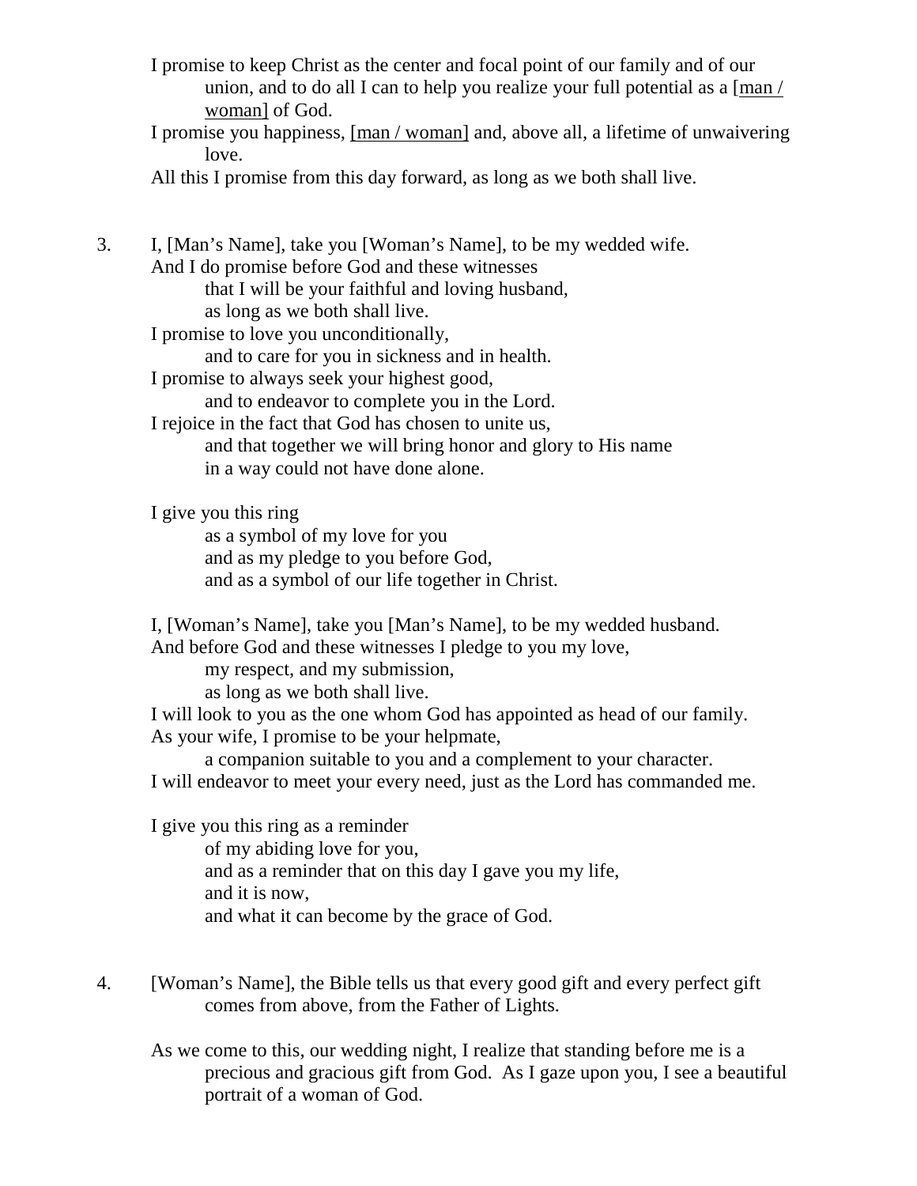I promise to keep Christ as the center and focal point of our family and of our union, and to do all I can to help you realize your full potential as a [man / woman] of God.
I promise you happiness, [man / woman] and, above all, a lifetime of unwaivering love.
All this I promise from this day forward, as long as we both shall live.

3. I, [Man's Name], take you [Woman's Name], to be my wedded wife.
   And I do promise before God and these witnesses
   that I will be your faithful and loving husband,
   as long as we both shall live.
   I promise to love you unconditionally,
   and to care for you in sickness and in health.
   I promise to always seek your highest good,
   and to endeavor to complete you in the Lord.
   I rejoice in the fact that God has chosen to unite us,
   and that together we will bring honor and glory to His name
   in a way could not have done alone.

   I give you this ring
   as a symbol of my love for you
   and as my pledge to you before God,
   and as a symbol of our life together in Christ.

   I, [Woman's Name], take you [Man's Name], to be my wedded husband.
   And before God and these witnesses I pledge to you my love,
   my respect, and my submission,
   as long as we both shall live.
   I will look to you as the one whom God has appointed as head of our family.
   As your wife, I promise to be your helpmate,
   a companion suitable to you and a complement to your character.
   I will endeavor to meet your every need, just as the Lord has commanded me.

   I give you this ring as a reminder
   of my abiding love for you,
   and as a reminder that on this day I gave you my life,
   and it is now,
   and what it can become by the grace of God.

4. [Woman's Name], the Bible tells us that every good gift and every perfect gift comes from above, from the Father of Lights.

   As we come to this, our wedding night, I realize that standing before me is a precious and gracious gift from God. As I gaze upon you, I see a beautiful portrait of a woman of God.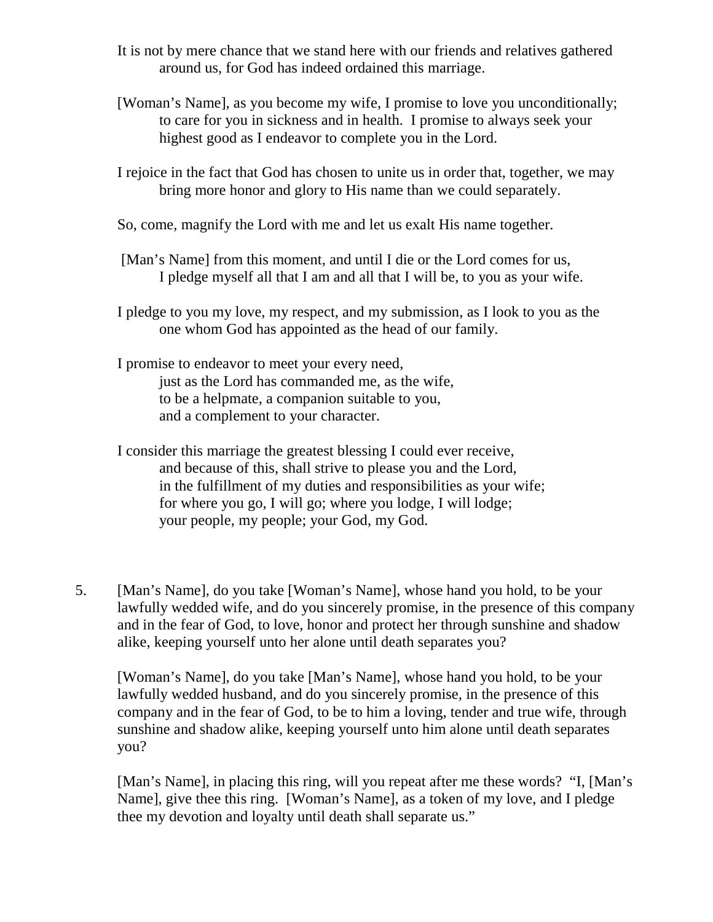It is not by mere chance that we stand here with our friends and relatives gathered around us, for God has indeed ordained this marriage.

[Woman's Name], as you become my wife, I promise to love you unconditionally; to care for you in sickness and in health. I promise to always seek your highest good as I endeavor to complete you in the Lord.

I rejoice in the fact that God has chosen to unite us in order that, together, we may bring more honor and glory to His name than we could separately.

So, come, magnify the Lord with me and let us exalt His name together.

[Man's Name] from this moment, and until I die or the Lord comes for us, I pledge myself all that I am and all that I will be, to you as your wife.

I pledge to you my love, my respect, and my submission, as I look to you as the one whom God has appointed as the head of our family.

I promise to endeavor to meet your every need,
just as the Lord has commanded me, as the wife,
to be a helpmate, a companion suitable to you,
and a complement to your character.

I consider this marriage the greatest blessing I could ever receive,
and because of this, shall strive to please you and the Lord,
in the fulfillment of my duties and responsibilities as your wife;
for where you go, I will go; where you lodge, I will lodge;
your people, my people; your God, my God.

5. [Man's Name], do you take [Woman's Name], whose hand you hold, to be your lawfully wedded wife, and do you sincerely promise, in the presence of this company and in the fear of God, to love, honor and protect her through sunshine and shadow alike, keeping yourself unto her alone until death separates you?

   [Woman's Name], do you take [Man's Name], whose hand you hold, to be your lawfully wedded husband, and do you sincerely promise, in the presence of this company and in the fear of God, to be to him a loving, tender and true wife, through sunshine and shadow alike, keeping yourself unto him alone until death separates you?

   [Man's Name], in placing this ring, will you repeat after me these words? "I, [Man's Name], give thee this ring. [Woman's Name], as a token of my love, and I pledge thee my devotion and loyalty until death shall separate us."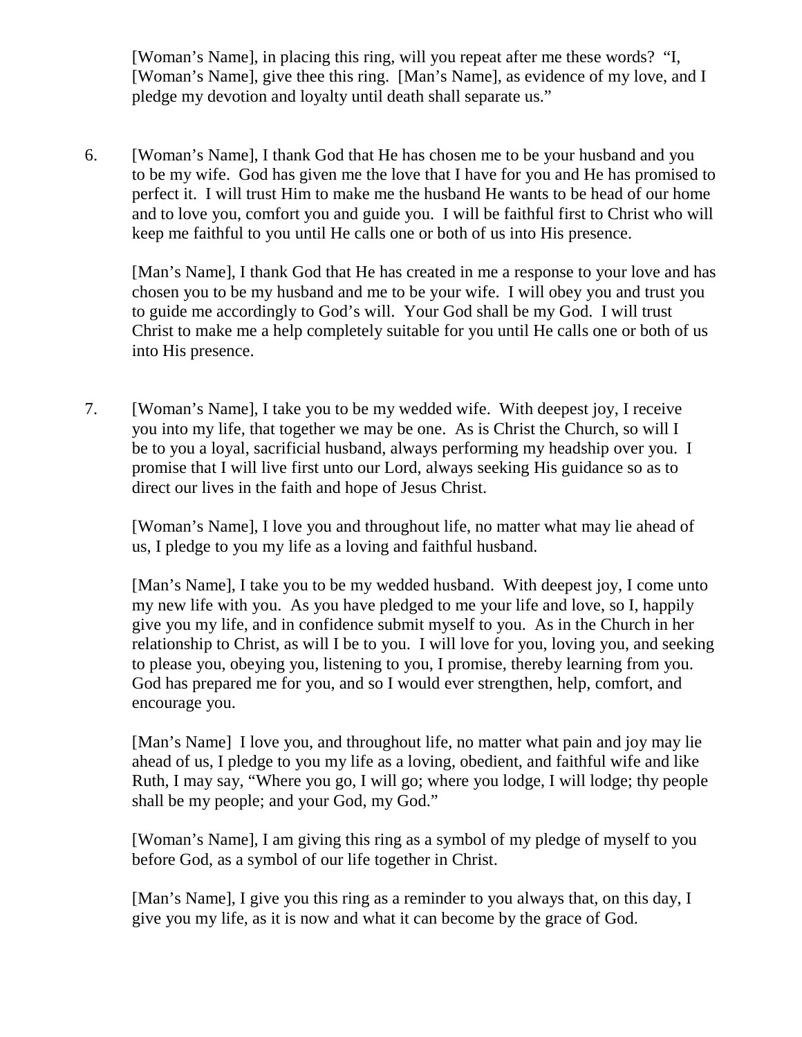[Woman's Name], in placing this ring, will you repeat after me these words? "I, [Woman's Name], give thee this ring. [Man's Name], as evidence of my love, and I pledge my devotion and loyalty until death shall separate us."

6. [Woman's Name], I thank God that He has chosen me to be your husband and you to be my wife. God has given me the love that I have for you and He has promised to perfect it. I will trust Him to make me the husband He wants to be head of our home and to love you, comfort you and guide you. I will be faithful first to Christ who will keep me faithful to you until He calls one or both of us into His presence.

   [Man's Name], I thank God that He has created in me a response to your love and has chosen you to be my husband and me to be your wife. I will obey you and trust you to guide me accordingly to God's will. Your God shall be my God. I will trust Christ to make me a help completely suitable for you until He calls one or both of us into His presence.

7. [Woman's Name], I take you to be my wedded wife. With deepest joy, I receive you into my life, that together we may be one. As is Christ the Church, so will I be to you a loyal, sacrificial husband, always performing my headship over you. I promise that I will live first unto our Lord, always seeking His guidance so as to direct our lives in the faith and hope of Jesus Christ.

   [Woman's Name], I love you and throughout life, no matter what may lie ahead of us, I pledge to you my life as a loving and faithful husband.

   [Man's Name], I take you to be my wedded husband. With deepest joy, I come unto my new life with you. As you have pledged to me your life and love, so I, happily give you my life, and in confidence submit myself to you. As in the Church in her relationship to Christ, as will I be to you. I will love for you, loving you, and seeking to please you, obeying you, listening to you, I promise, thereby learning from you. God has prepared me for you, and so I would ever strengthen, help, comfort, and encourage you.

   [Man's Name] I love you, and throughout life, no matter what pain and joy may lie ahead of us, I pledge to you my life as a loving, obedient, and faithful wife and like Ruth, I may say, "Where you go, I will go; where you lodge, I will lodge; thy people shall be my people; and your God, my God."

   [Woman's Name], I am giving this ring as a symbol of my pledge of myself to you before God, as a symbol of our life together in Christ.

   [Man's Name], I give you this ring as a reminder to you always that, on this day, I give you my life, as it is now and what it can become by the grace of God.